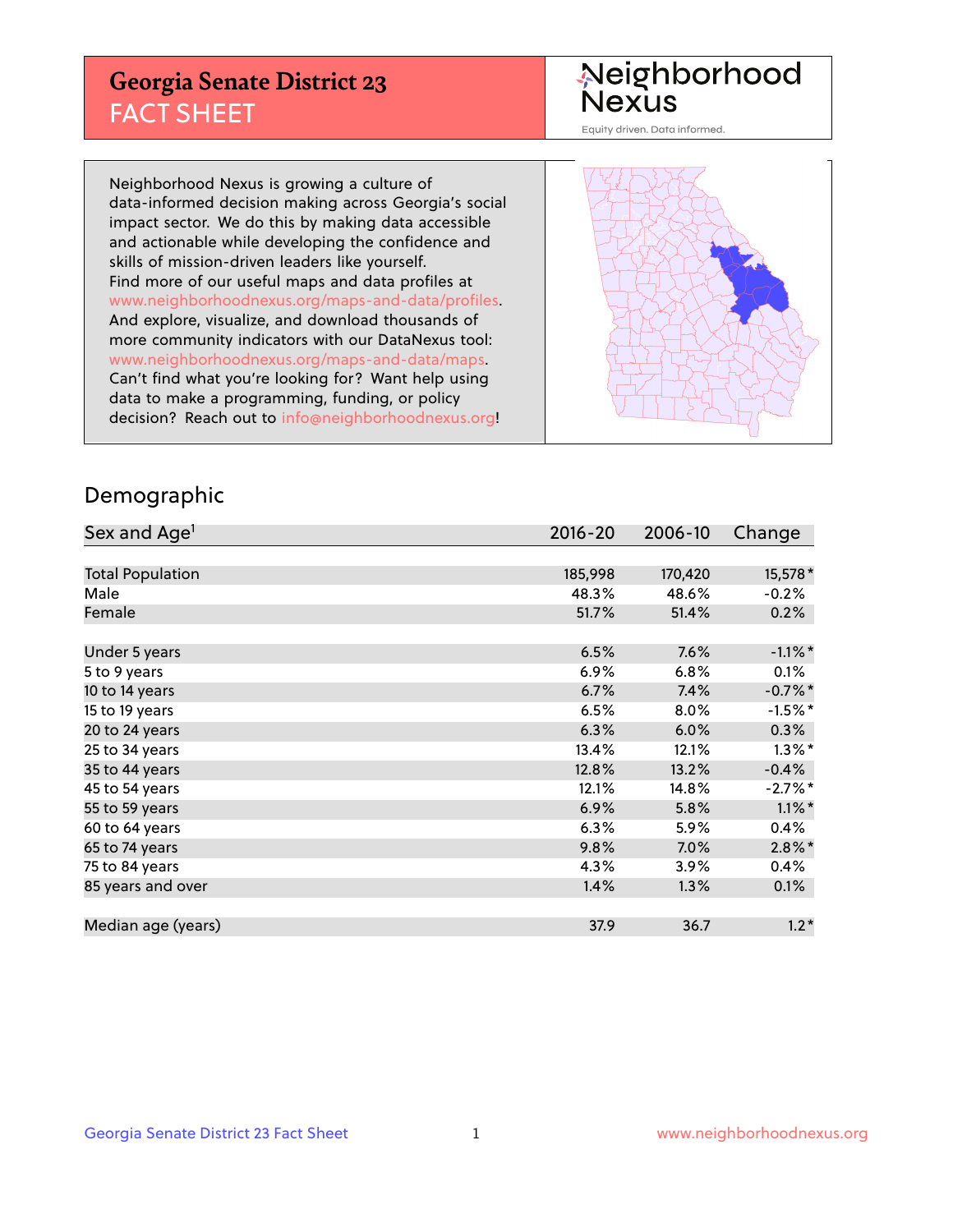# Georgia Senate District 23
## FACT SHEET

Neighborhood Nexus
Equity driven. Data informed.

Neighborhood Nexus is growing a culture of data-informed decision making across Georgia's social impact sector. We do this by making data accessible and actionable while developing the confidence and skills of mission-driven leaders like yourself. Find more of our useful maps and data profiles at www.neighborhoodnexus.org/maps-and-data/profiles. And explore, visualize, and download thousands of more community indicators with our DataNexus tool: www.neighborhoodnexus.org/maps-and-data/maps. Can't find what you're looking for? Want help using data to make a programming, funding, or policy decision? Reach out to info@neighborhoodnexus.org!

## Demographic

| Sex and Age[1] | 2016-20 | 2006-10 | Change |
|---|---|---|---|
| Total Population | 185,998 | 170,420 | 15,578* |
| Male | 48.3% | 48.6% | -0.2% |
| Female | 51.7% | 51.4% | 0.2% |
| | | | |
| Under 5 years | 6.5% | 7.6% | -1.1%* |
| 5 to 9 years | 6.9% | 6.8% | 0.1% |
| 10 to 14 years | 6.7% | 7.4% | -0.7%* |
| 15 to 19 years | 6.5% | 8.0% | -1.5%* |
| 20 to 24 years | 6.3% | 6.0% | 0.3% |
| 25 to 34 years | 13.4% | 12.1% | 1.3%* |
| 35 to 44 years | 12.8% | 13.2% | -0.4% |
| 45 to 54 years | 12.1% | 14.8% | -2.7%* |
| 55 to 59 years | 6.9% | 5.8% | 1.1%* |
| 60 to 64 years | 6.3% | 5.9% | 0.4% |
| 65 to 74 years | 9.8% | 7.0% | 2.8%* |
| 75 to 84 years | 4.3% | 3.9% | 0.4% |
| 85 years and over | 1.4% | 1.3% | 0.1% |
| | | | |
| Median age (years) | 37.9 | 36.7 | 1.2* |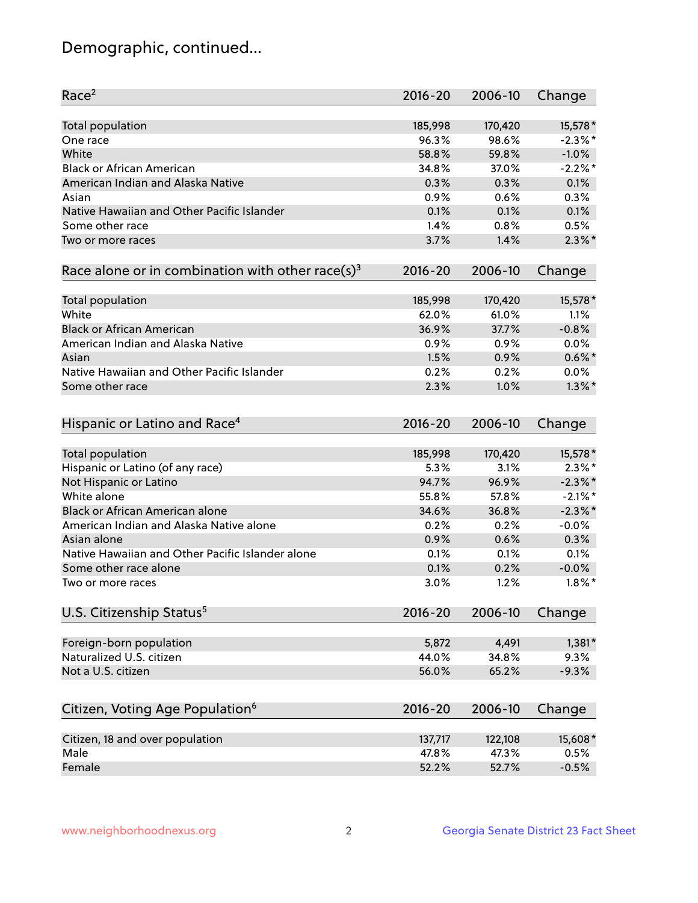# Demographic, continued...

| Race[2] | 2016-20 | 2006-10 | Change |
|---|---|---|---|
| Total population | 185,998 | 170,420 | 15,578* |
| One race | 96.3% | 98.6% | -2.3%* |
| White | 58.8% | 59.8% | -1.0% |
| Black or African American | 34.8% | 37.0% | -2.2%* |
| American Indian and Alaska Native | 0.3% | 0.3% | 0.1% |
| Asian | 0.9% | 0.6% | 0.3% |
| Native Hawaiian and Other Pacific Islander | 0.1% | 0.1% | 0.1% |
| Some other race | 1.4% | 0.8% | 0.5% |
| Two or more races | 3.7% | 1.4% | 2.3%* |

| Race alone or in combination with other race(s)[3] | 2016-20 | 2006-10 | Change |
|---|---|---|---|
| Total population | 185,998 | 170,420 | 15,578* |
| White | 62.0% | 61.0% | 1.1% |
| Black or African American | 36.9% | 37.7% | -0.8% |
| American Indian and Alaska Native | 0.9% | 0.9% | 0.0% |
| Asian | 1.5% | 0.9% | 0.6%* |
| Native Hawaiian and Other Pacific Islander | 0.2% | 0.2% | 0.0% |
| Some other race | 2.3% | 1.0% | 1.3%* |

| Hispanic or Latino and Race[4] | 2016-20 | 2006-10 | Change |
|---|---|---|---|
| Total population | 185,998 | 170,420 | 15,578* |
| Hispanic or Latino (of any race) | 5.3% | 3.1% | 2.3%* |
| Not Hispanic or Latino | 94.7% | 96.9% | -2.3%* |
| White alone | 55.8% | 57.8% | -2.1%* |
| Black or African American alone | 34.6% | 36.8% | -2.3%* |
| American Indian and Alaska Native alone | 0.2% | 0.2% | -0.0% |
| Asian alone | 0.9% | 0.6% | 0.3% |
| Native Hawaiian and Other Pacific Islander alone | 0.1% | 0.1% | 0.1% |
| Some other race alone | 0.1% | 0.2% | -0.0% |
| Two or more races | 3.0% | 1.2% | 1.8%* |

| U.S. Citizenship Status[5] | 2016-20 | 2006-10 | Change |
|---|---|---|---|
| Foreign-born population | 5,872 | 4,491 | 1,381* |
| Naturalized U.S. citizen | 44.0% | 34.8% | 9.3% |
| Not a U.S. citizen | 56.0% | 65.2% | -9.3% |

| Citizen, Voting Age Population[6] | 2016-20 | 2006-10 | Change |
|---|---|---|---|
| Citizen, 18 and over population | 137,717 | 122,108 | 15,608* |
| Male | 47.8% | 47.3% | 0.5% |
| Female | 52.2% | 52.7% | -0.5% |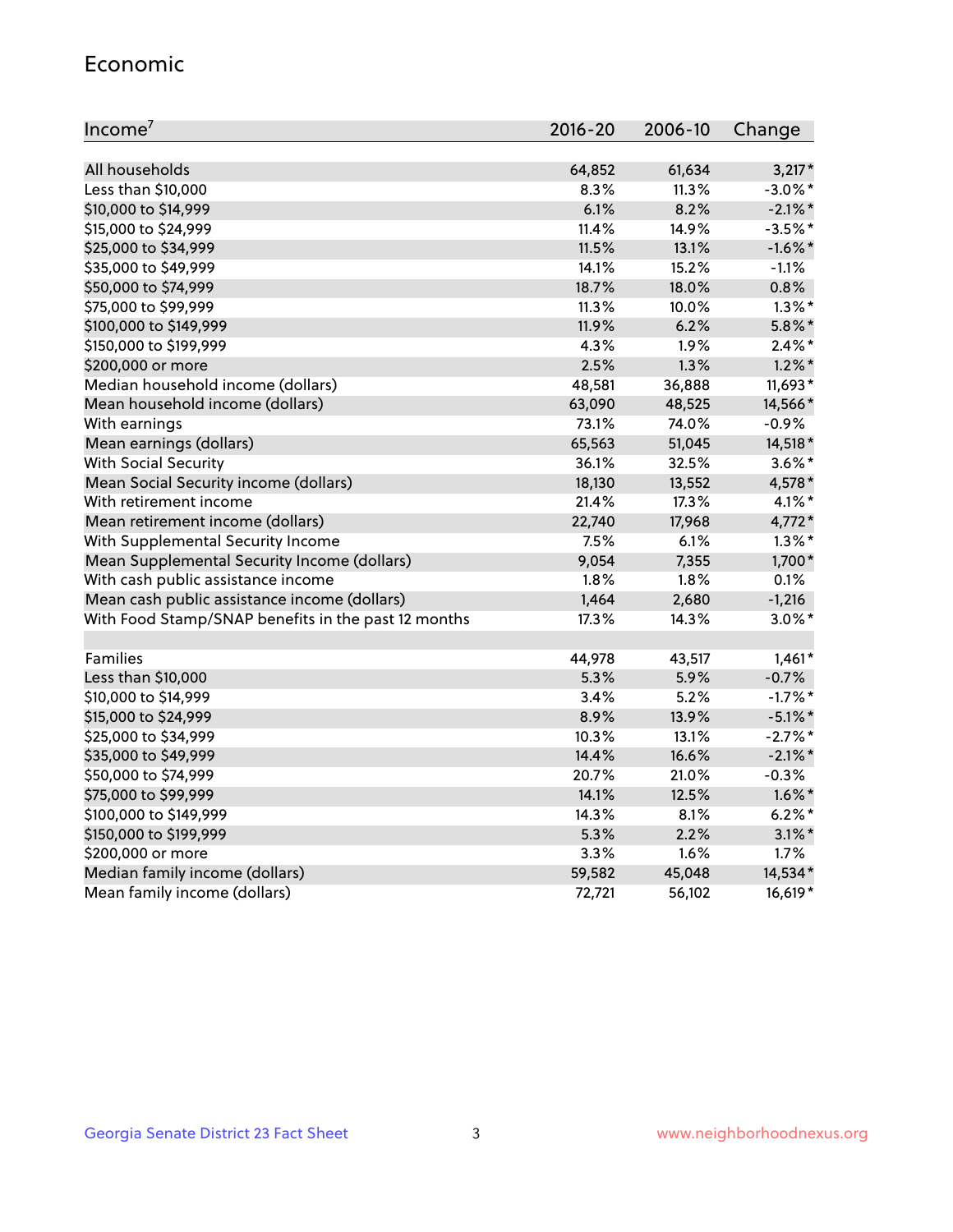## Economic

| Income[7] | 2016-20 | 2006-10 | Change |
|---|---|---|---|
| All households | 64,852 | 61,634 | 3,217* |
| Less than $10,000 | 8.3% | 11.3% | -3.0%* |
| $10,000 to $14,999 | 6.1% | 8.2% | -2.1%* |
| $15,000 to $24,999 | 11.4% | 14.9% | -3.5%* |
| $25,000 to $34,999 | 11.5% | 13.1% | -1.6%* |
| $35,000 to $49,999 | 14.1% | 15.2% | -1.1% |
| $50,000 to $74,999 | 18.7% | 18.0% | 0.8% |
| $75,000 to $99,999 | 11.3% | 10.0% | 1.3%* |
| $100,000 to $149,999 | 11.9% | 6.2% | 5.8%* |
| $150,000 to $199,999 | 4.3% | 1.9% | 2.4%* |
| $200,000 or more | 2.5% | 1.3% | 1.2%* |
| Median household income (dollars) | 48,581 | 36,888 | 11,693* |
| Mean household income (dollars) | 63,090 | 48,525 | 14,566* |
| With earnings | 73.1% | 74.0% | -0.9% |
| Mean earnings (dollars) | 65,563 | 51,045 | 14,518* |
| With Social Security | 36.1% | 32.5% | 3.6%* |
| Mean Social Security income (dollars) | 18,130 | 13,552 | 4,578* |
| With retirement income | 21.4% | 17.3% | 4.1%* |
| Mean retirement income (dollars) | 22,740 | 17,968 | 4,772* |
| With Supplemental Security Income | 7.5% | 6.1% | 1.3%* |
| Mean Supplemental Security Income (dollars) | 9,054 | 7,355 | 1,700* |
| With cash public assistance income | 1.8% | 1.8% | 0.1% |
| Mean cash public assistance income (dollars) | 1,464 | 2,680 | -1,216 |
| With Food Stamp/SNAP benefits in the past 12 months | 17.3% | 14.3% | 3.0%* |
| | | | |
| Families | 44,978 | 43,517 | 1,461* |
| Less than $10,000 | 5.3% | 5.9% | -0.7% |
| $10,000 to $14,999 | 3.4% | 5.2% | -1.7%* |
| $15,000 to $24,999 | 8.9% | 13.9% | -5.1%* |
| $25,000 to $34,999 | 10.3% | 13.1% | -2.7%* |
| $35,000 to $49,999 | 14.4% | 16.6% | -2.1%* |
| $50,000 to $74,999 | 20.7% | 21.0% | -0.3% |
| $75,000 to $99,999 | 14.1% | 12.5% | 1.6%* |
| $100,000 to $149,999 | 14.3% | 8.1% | 6.2%* |
| $150,000 to $199,999 | 5.3% | 2.2% | 3.1%* |
| $200,000 or more | 3.3% | 1.6% | 1.7% |
| Median family income (dollars) | 59,582 | 45,048 | 14,534* |
| Mean family income (dollars) | 72,721 | 56,102 | 16,619* |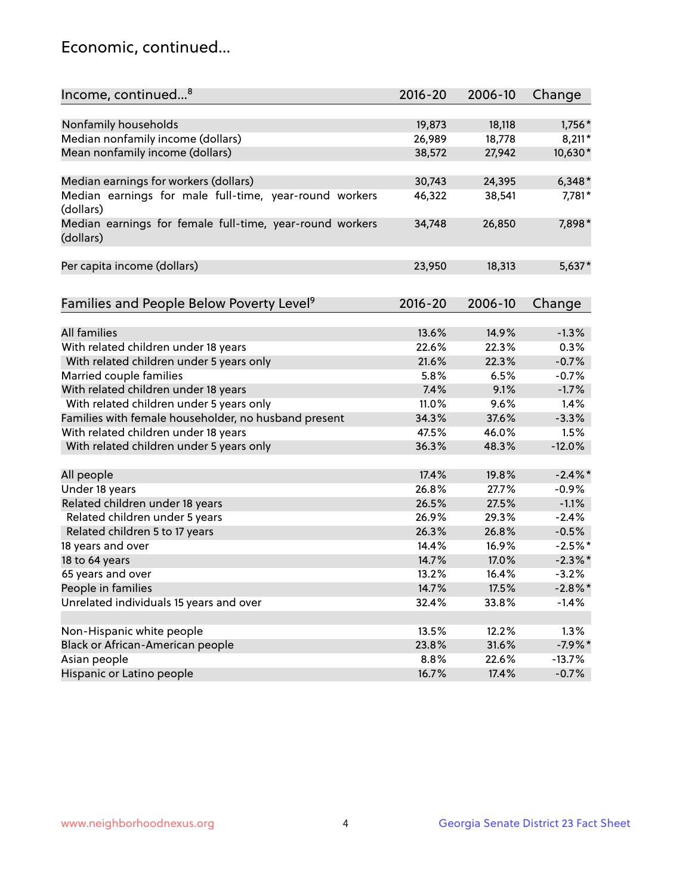# Economic, continued...

| Income, continued...[8] | 2016-20 | 2006-10 | Change |
|---|---|---|---|
| Nonfamily households | 19,873 | 18,118 | 1,756* |
| Median nonfamily income (dollars) | 26,989 | 18,778 | 8,211* |
| Mean nonfamily income (dollars) | 38,572 | 27,942 | 10,630* |
| Median earnings for workers (dollars) | 30,743 | 24,395 | 6,348* |
| Median earnings for male full-time, year-round workers (dollars) | 46,322 | 38,541 | 7,781* |
| Median earnings for female full-time, year-round workers (dollars) | 34,748 | 26,850 | 7,898* |
| Per capita income (dollars) | 23,950 | 18,313 | 5,637* |

| Families and People Below Poverty Level[9] | 2016-20 | 2006-10 | Change |
|---|---|---|---|
| All families | 13.6% | 14.9% | -1.3% |
| With related children under 18 years | 22.6% | 22.3% | 0.3% |
| With related children under 5 years only | 21.6% | 22.3% | -0.7% |
| Married couple families | 5.8% | 6.5% | -0.7% |
| With related children under 18 years | 7.4% | 9.1% | -1.7% |
| With related children under 5 years only | 11.0% | 9.6% | 1.4% |
| Families with female householder, no husband present | 34.3% | 37.6% | -3.3% |
| With related children under 18 years | 47.5% | 46.0% | 1.5% |
| With related children under 5 years only | 36.3% | 48.3% | -12.0% |
| All people | 17.4% | 19.8% | -2.4%* |
| Under 18 years | 26.8% | 27.7% | -0.9% |
| Related children under 18 years | 26.5% | 27.5% | -1.1% |
| Related children under 5 years | 26.9% | 29.3% | -2.4% |
| Related children 5 to 17 years | 26.3% | 26.8% | -0.5% |
| 18 years and over | 14.4% | 16.9% | -2.5%* |
| 18 to 64 years | 14.7% | 17.0% | -2.3%* |
| 65 years and over | 13.2% | 16.4% | -3.2% |
| People in families | 14.7% | 17.5% | -2.8%* |
| Unrelated individuals 15 years and over | 32.4% | 33.8% | -1.4% |
| Non-Hispanic white people | 13.5% | 12.2% | 1.3% |
| Black or African-American people | 23.8% | 31.6% | -7.9%* |
| Asian people | 8.8% | 22.6% | -13.7% |
| Hispanic or Latino people | 16.7% | 17.4% | -0.7% |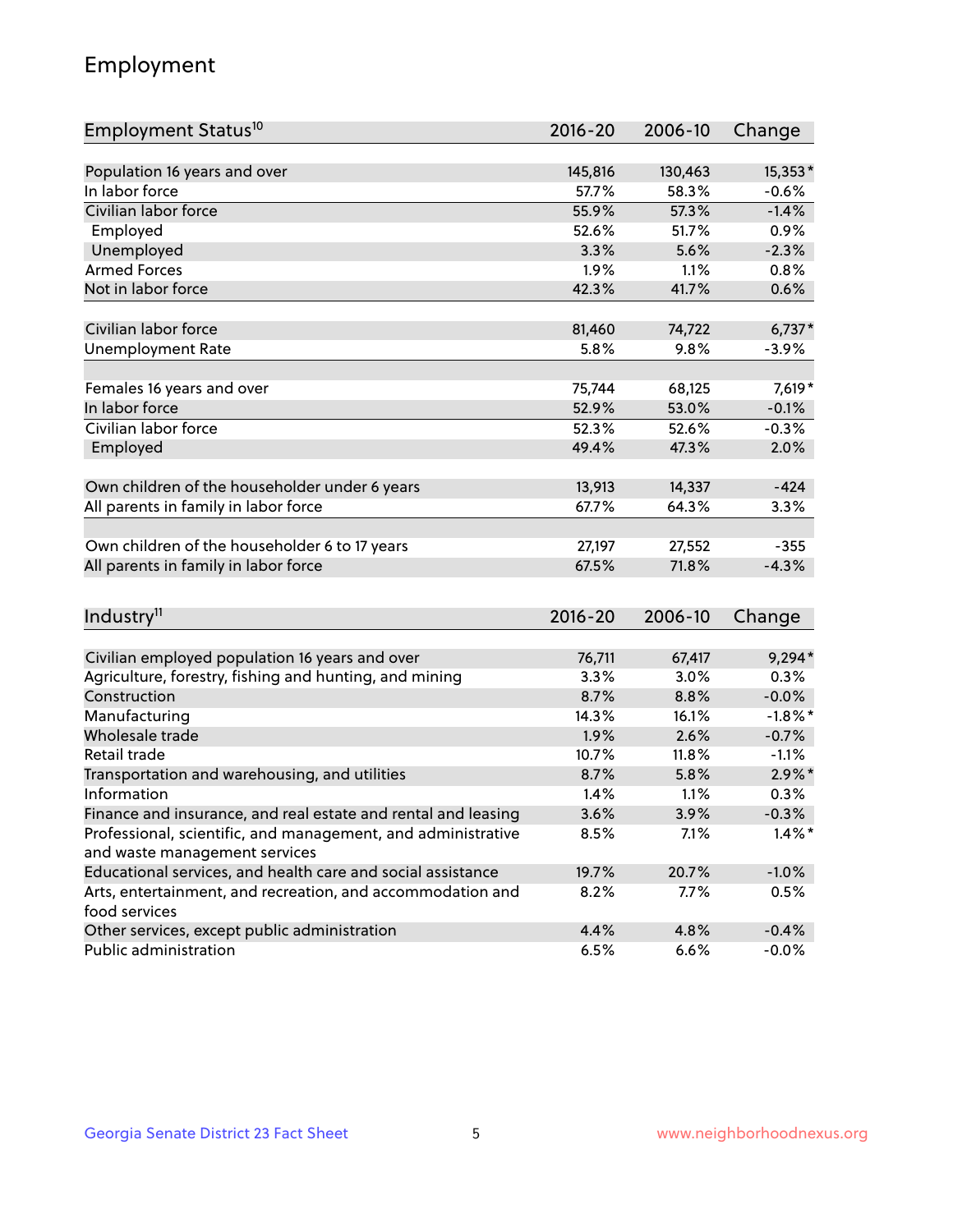# Employment

| Employment Status[10] | 2016-20 | 2006-10 | Change |
|---|---|---|---|
| Population 16 years and over | 145,816 | 130,463 | 15,353* |
| In labor force | 57.7% | 58.3% | -0.6% |
| Civilian labor force | 55.9% | 57.3% | -1.4% |
| Employed | 52.6% | 51.7% | 0.9% |
| Unemployed | 3.3% | 5.6% | -2.3% |
| Armed Forces | 1.9% | 1.1% | 0.8% |
| Not in labor force | 42.3% | 41.7% | 0.6% |
| | | | |
| Civilian labor force | 81,460 | 74,722 | 6,737* |
| Unemployment Rate | 5.8% | 9.8% | -3.9% |
| | | | |
| Females 16 years and over | 75,744 | 68,125 | 7,619* |
| In labor force | 52.9% | 53.0% | -0.1% |
| Civilian labor force | 52.3% | 52.6% | -0.3% |
| Employed | 49.4% | 47.3% | 2.0% |
| | | | |
| Own children of the householder under 6 years | 13,913 | 14,337 | -424 |
| All parents in family in labor force | 67.7% | 64.3% | 3.3% |
| | | | |
| Own children of the householder 6 to 17 years | 27,197 | 27,552 | -355 |
| All parents in family in labor force | 67.5% | 71.8% | -4.3% |

| Industry[11] | 2016-20 | 2006-10 | Change |
|---|---|---|---|
| Civilian employed population 16 years and over | 76,711 | 67,417 | 9,294* |
| Agriculture, forestry, fishing and hunting, and mining | 3.3% | 3.0% | 0.3% |
| Construction | 8.7% | 8.8% | -0.0% |
| Manufacturing | 14.3% | 16.1% | -1.8%* |
| Wholesale trade | 1.9% | 2.6% | -0.7% |
| Retail trade | 10.7% | 11.8% | -1.1% |
| Transportation and warehousing, and utilities | 8.7% | 5.8% | 2.9%* |
| Information | 1.4% | 1.1% | 0.3% |
| Finance and insurance, and real estate and rental and leasing | 3.6% | 3.9% | -0.3% |
| Professional, scientific, and management, and administrative and waste management services | 8.5% | 7.1% | 1.4%* |
| Educational services, and health care and social assistance | 19.7% | 20.7% | -1.0% |
| Arts, entertainment, and recreation, and accommodation and food services | 8.2% | 7.7% | 0.5% |
| Other services, except public administration | 4.4% | 4.8% | -0.4% |
| Public administration | 6.5% | 6.6% | -0.0% |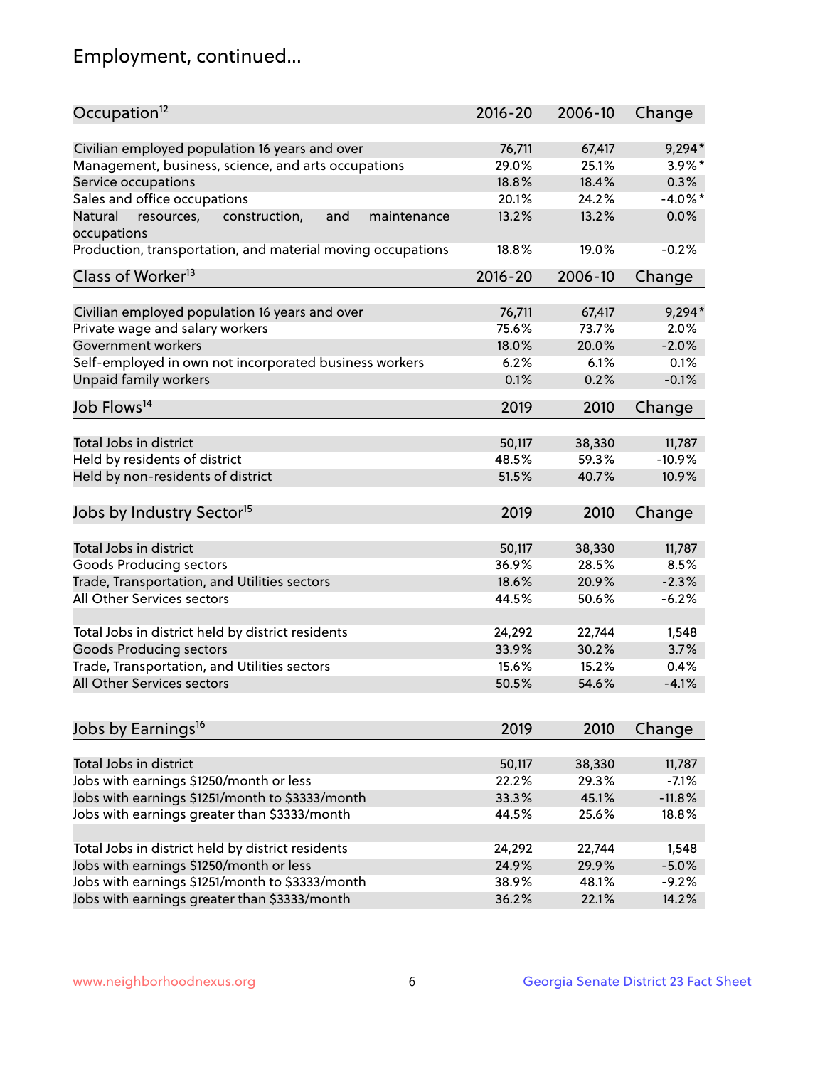# Employment, continued...

| Occupation[12] | 2016-20 | 2006-10 | Change |
|---|---|---|---|
| Civilian employed population 16 years and over | 76,711 | 67,417 | 9,294* |
| Management, business, science, and arts occupations | 29.0% | 25.1% | 3.9%* |
| Service occupations | 18.8% | 18.4% | 0.3% |
| Sales and office occupations | 20.1% | 24.2% | -4.0%* |
| Natural resources, construction, and maintenance occupations | 13.2% | 13.2% | 0.0% |
| Production, transportation, and material moving occupations | 18.8% | 19.0% | -0.2% |

| Class of Worker[13] | 2016-20 | 2006-10 | Change |
|---|---|---|---|
| Civilian employed population 16 years and over | 76,711 | 67,417 | 9,294* |
| Private wage and salary workers | 75.6% | 73.7% | 2.0% |
| Government workers | 18.0% | 20.0% | -2.0% |
| Self-employed in own not incorporated business workers | 6.2% | 6.1% | 0.1% |
| Unpaid family workers | 0.1% | 0.2% | -0.1% |

| Job Flows[14] | 2019 | 2010 | Change |
|---|---|---|---|
| Total Jobs in district | 50,117 | 38,330 | 11,787 |
| Held by residents of district | 48.5% | 59.3% | -10.9% |
| Held by non-residents of district | 51.5% | 40.7% | 10.9% |

| Jobs by Industry Sector[15] | 2019 | 2010 | Change |
|---|---|---|---|
| Total Jobs in district | 50,117 | 38,330 | 11,787 |
| Goods Producing sectors | 36.9% | 28.5% | 8.5% |
| Trade, Transportation, and Utilities sectors | 18.6% | 20.9% | -2.3% |
| All Other Services sectors | 44.5% | 50.6% | -6.2% |
| | | | |
| Total Jobs in district held by district residents | 24,292 | 22,744 | 1,548 |
| Goods Producing sectors | 33.9% | 30.2% | 3.7% |
| Trade, Transportation, and Utilities sectors | 15.6% | 15.2% | 0.4% |
| All Other Services sectors | 50.5% | 54.6% | -4.1% |

| Jobs by Earnings[16] | 2019 | 2010 | Change |
|---|---|---|---|
| Total Jobs in district | 50,117 | 38,330 | 11,787 |
| Jobs with earnings $1250/month or less | 22.2% | 29.3% | -7.1% |
| Jobs with earnings $1251/month to $3333/month | 33.3% | 45.1% | -11.8% |
| Jobs with earnings greater than $3333/month | 44.5% | 25.6% | 18.8% |
| | | | |
| Total Jobs in district held by district residents | 24,292 | 22,744 | 1,548 |
| Jobs with earnings $1250/month or less | 24.9% | 29.9% | -5.0% |
| Jobs with earnings $1251/month to $3333/month | 38.9% | 48.1% | -9.2% |
| Jobs with earnings greater than $3333/month | 36.2% | 22.1% | 14.2% |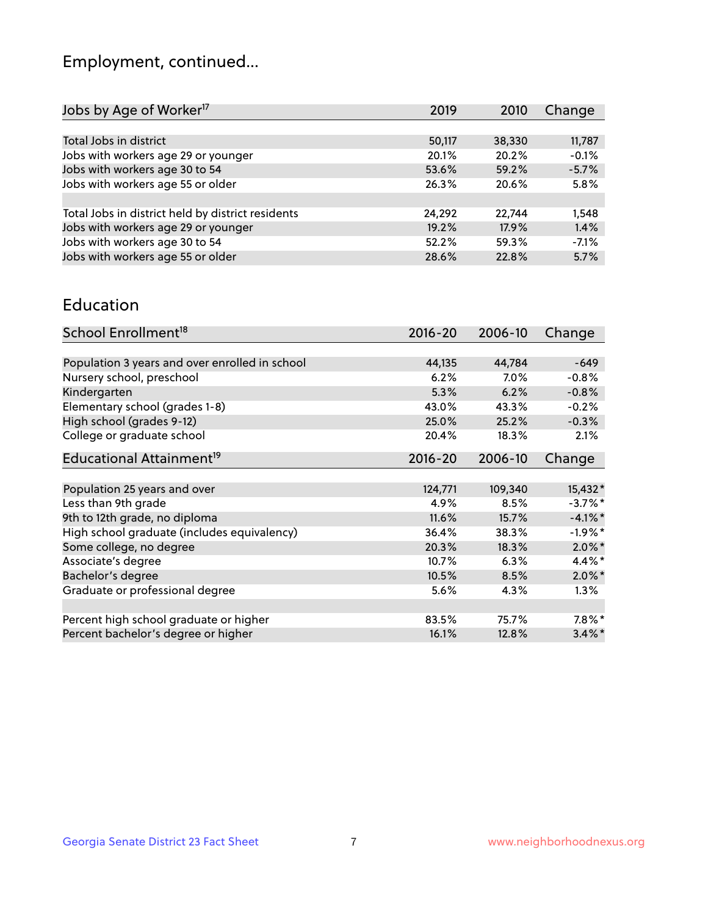# Employment, continued...

| Jobs by Age of Worker[17] | 2019 | 2010 | Change |
|---|---|---|---|
| Total Jobs in district | 50,117 | 38,330 | 11,787 |
| Jobs with workers age 29 or younger | 20.1% | 20.2% | -0.1% |
| Jobs with workers age 30 to 54 | 53.6% | 59.2% | -5.7% |
| Jobs with workers age 55 or older | 26.3% | 20.6% | 5.8% |
| | | | |
| Total Jobs in district held by district residents | 24,292 | 22,744 | 1,548 |
| Jobs with workers age 29 or younger | 19.2% | 17.9% | 1.4% |
| Jobs with workers age 30 to 54 | 52.2% | 59.3% | -7.1% |
| Jobs with workers age 55 or older | 28.6% | 22.8% | 5.7% |

## Education

| School Enrollment[18] | 2016-20 | 2006-10 | Change |
|---|---|---|---|
| Population 3 years and over enrolled in school | 44,135 | 44,784 | -649 |
| Nursery school, preschool | 6.2% | 7.0% | -0.8% |
| Kindergarten | 5.3% | 6.2% | -0.8% |
| Elementary school (grades 1-8) | 43.0% | 43.3% | -0.2% |
| High school (grades 9-12) | 25.0% | 25.2% | -0.3% |
| College or graduate school | 20.4% | 18.3% | 2.1% |

| Educational Attainment[19] | 2016-20 | 2006-10 | Change |
|---|---|---|---|
| Population 25 years and over | 124,771 | 109,340 | 15,432* |
| Less than 9th grade | 4.9% | 8.5% | -3.7%* |
| 9th to 12th grade, no diploma | 11.6% | 15.7% | -4.1%* |
| High school graduate (includes equivalency) | 36.4% | 38.3% | -1.9%* |
| Some college, no degree | 20.3% | 18.3% | 2.0%* |
| Associate's degree | 10.7% | 6.3% | 4.4%* |
| Bachelor's degree | 10.5% | 8.5% | 2.0%* |
| Graduate or professional degree | 5.6% | 4.3% | 1.3% |
| | | | |
| Percent high school graduate or higher | 83.5% | 75.7% | 7.8%* |
| Percent bachelor's degree or higher | 16.1% | 12.8% | 3.4%* |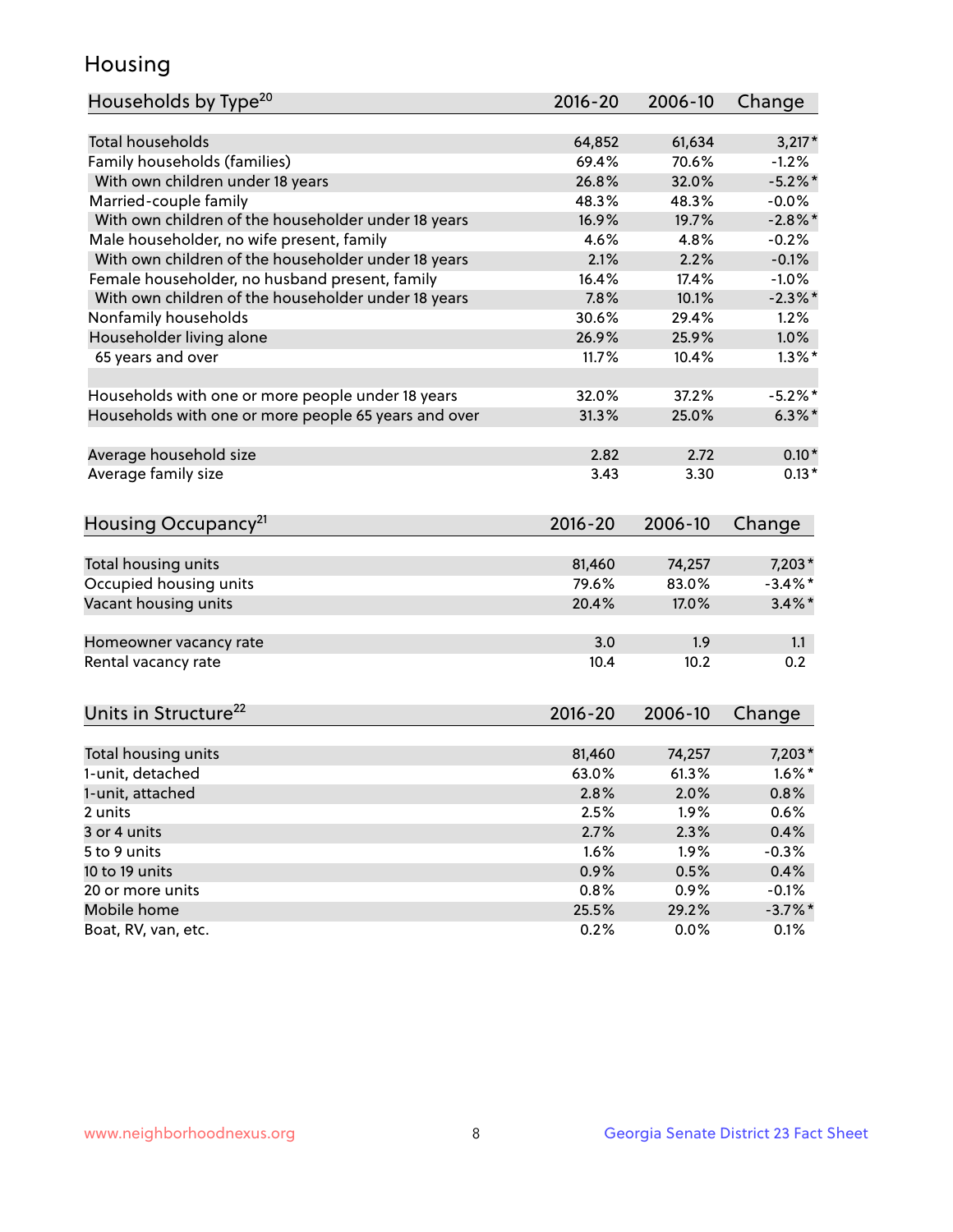# Housing

| Households by Type[20] | 2016-20 | 2006-10 | Change |
|---|---|---|---|
| Total households | 64,852 | 61,634 | 3,217* |
| Family households (families) | 69.4% | 70.6% | -1.2% |
| With own children under 18 years | 26.8% | 32.0% | -5.2%* |
| Married-couple family | 48.3% | 48.3% | -0.0% |
| With own children of the householder under 18 years | 16.9% | 19.7% | -2.8%* |
| Male householder, no wife present, family | 4.6% | 4.8% | -0.2% |
| With own children of the householder under 18 years | 2.1% | 2.2% | -0.1% |
| Female householder, no husband present, family | 16.4% | 17.4% | -1.0% |
| With own children of the householder under 18 years | 7.8% | 10.1% | -2.3%* |
| Nonfamily households | 30.6% | 29.4% | 1.2% |
| Householder living alone | 26.9% | 25.9% | 1.0% |
| 65 years and over | 11.7% | 10.4% | 1.3%* |
| | | | |
| Households with one or more people under 18 years | 32.0% | 37.2% | -5.2%* |
| Households with one or more people 65 years and over | 31.3% | 25.0% | 6.3%* |
| | | | |
| Average household size | 2.82 | 2.72 | 0.10* |
| Average family size | 3.43 | 3.30 | 0.13* |

| Housing Occupancy[21] | 2016-20 | 2006-10 | Change |
|---|---|---|---|
| Total housing units | 81,460 | 74,257 | 7,203* |
| Occupied housing units | 79.6% | 83.0% | -3.4%* |
| Vacant housing units | 20.4% | 17.0% | 3.4%* |
| | | | |
| Homeowner vacancy rate | 3.0 | 1.9 | 1.1 |
| Rental vacancy rate | 10.4 | 10.2 | 0.2 |

| Units in Structure[22] | 2016-20 | 2006-10 | Change |
|---|---|---|---|
| Total housing units | 81,460 | 74,257 | 7,203* |
| 1-unit, detached | 63.0% | 61.3% | 1.6%* |
| 1-unit, attached | 2.8% | 2.0% | 0.8% |
| 2 units | 2.5% | 1.9% | 0.6% |
| 3 or 4 units | 2.7% | 2.3% | 0.4% |
| 5 to 9 units | 1.6% | 1.9% | -0.3% |
| 10 to 19 units | 0.9% | 0.5% | 0.4% |
| 20 or more units | 0.8% | 0.9% | -0.1% |
| Mobile home | 25.5% | 29.2% | -3.7%* |
| Boat, RV, van, etc. | 0.2% | 0.0% | 0.1% |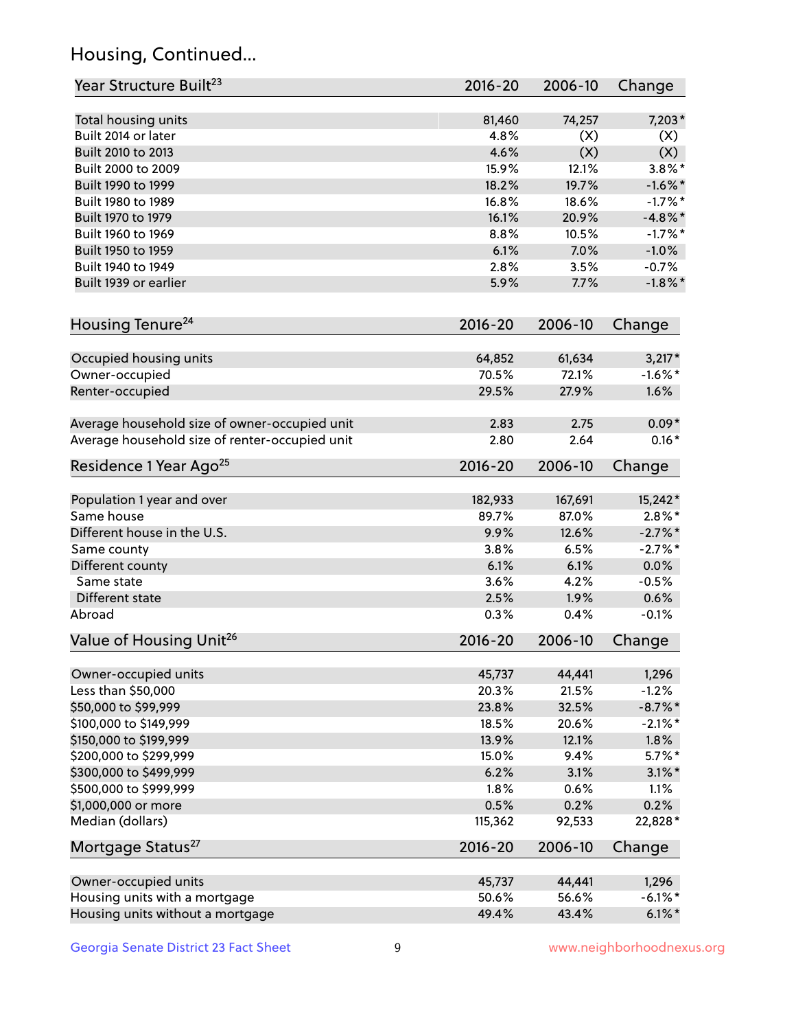## Housing, Continued...

| Year Structure Built[23] | 2016-20 | 2006-10 | Change |
|---|---|---|---|
| Total housing units | 81,460 | 74,257 | 7,203* |
| Built 2014 or later | 4.8% | (X) | (X) |
| Built 2010 to 2013 | 4.6% | (X) | (X) |
| Built 2000 to 2009 | 15.9% | 12.1% | 3.8%* |
| Built 1990 to 1999 | 18.2% | 19.7% | -1.6%* |
| Built 1980 to 1989 | 16.8% | 18.6% | -1.7%* |
| Built 1970 to 1979 | 16.1% | 20.9% | -4.8%* |
| Built 1960 to 1969 | 8.8% | 10.5% | -1.7%* |
| Built 1950 to 1959 | 6.1% | 7.0% | -1.0% |
| Built 1940 to 1949 | 2.8% | 3.5% | -0.7% |
| Built 1939 or earlier | 5.9% | 7.7% | -1.8%* |

| Housing Tenure[24] | 2016-20 | 2006-10 | Change |
|---|---|---|---|
| Occupied housing units | 64,852 | 61,634 | 3,217* |
| Owner-occupied | 70.5% | 72.1% | -1.6%* |
| Renter-occupied | 29.5% | 27.9% | 1.6% |
| Average household size of owner-occupied unit | 2.83 | 2.75 | 0.09* |
| Average household size of renter-occupied unit | 2.80 | 2.64 | 0.16* |

| Residence 1 Year Ago[25] | 2016-20 | 2006-10 | Change |
|---|---|---|---|
| Population 1 year and over | 182,933 | 167,691 | 15,242* |
| Same house | 89.7% | 87.0% | 2.8%* |
| Different house in the U.S. | 9.9% | 12.6% | -2.7%* |
| Same county | 3.8% | 6.5% | -2.7%* |
| Different county | 6.1% | 6.1% | 0.0% |
| Same state | 3.6% | 4.2% | -0.5% |
| Different state | 2.5% | 1.9% | 0.6% |
| Abroad | 0.3% | 0.4% | -0.1% |

| Value of Housing Unit[26] | 2016-20 | 2006-10 | Change |
|---|---|---|---|
| Owner-occupied units | 45,737 | 44,441 | 1,296 |
| Less than $50,000 | 20.3% | 21.5% | -1.2% |
| $50,000 to $99,999 | 23.8% | 32.5% | -8.7%* |
| $100,000 to $149,999 | 18.5% | 20.6% | -2.1%* |
| $150,000 to $199,999 | 13.9% | 12.1% | 1.8% |
| $200,000 to $299,999 | 15.0% | 9.4% | 5.7%* |
| $300,000 to $499,999 | 6.2% | 3.1% | 3.1%* |
| $500,000 to $999,999 | 1.8% | 0.6% | 1.1% |
| $1,000,000 or more | 0.5% | 0.2% | 0.2% |
| Median (dollars) | 115,362 | 92,533 | 22,828* |

| Mortgage Status[27] | 2016-20 | 2006-10 | Change |
|---|---|---|---|
| Owner-occupied units | 45,737 | 44,441 | 1,296 |
| Housing units with a mortgage | 50.6% | 56.6% | -6.1%* |
| Housing units without a mortgage | 49.4% | 43.4% | 6.1%* |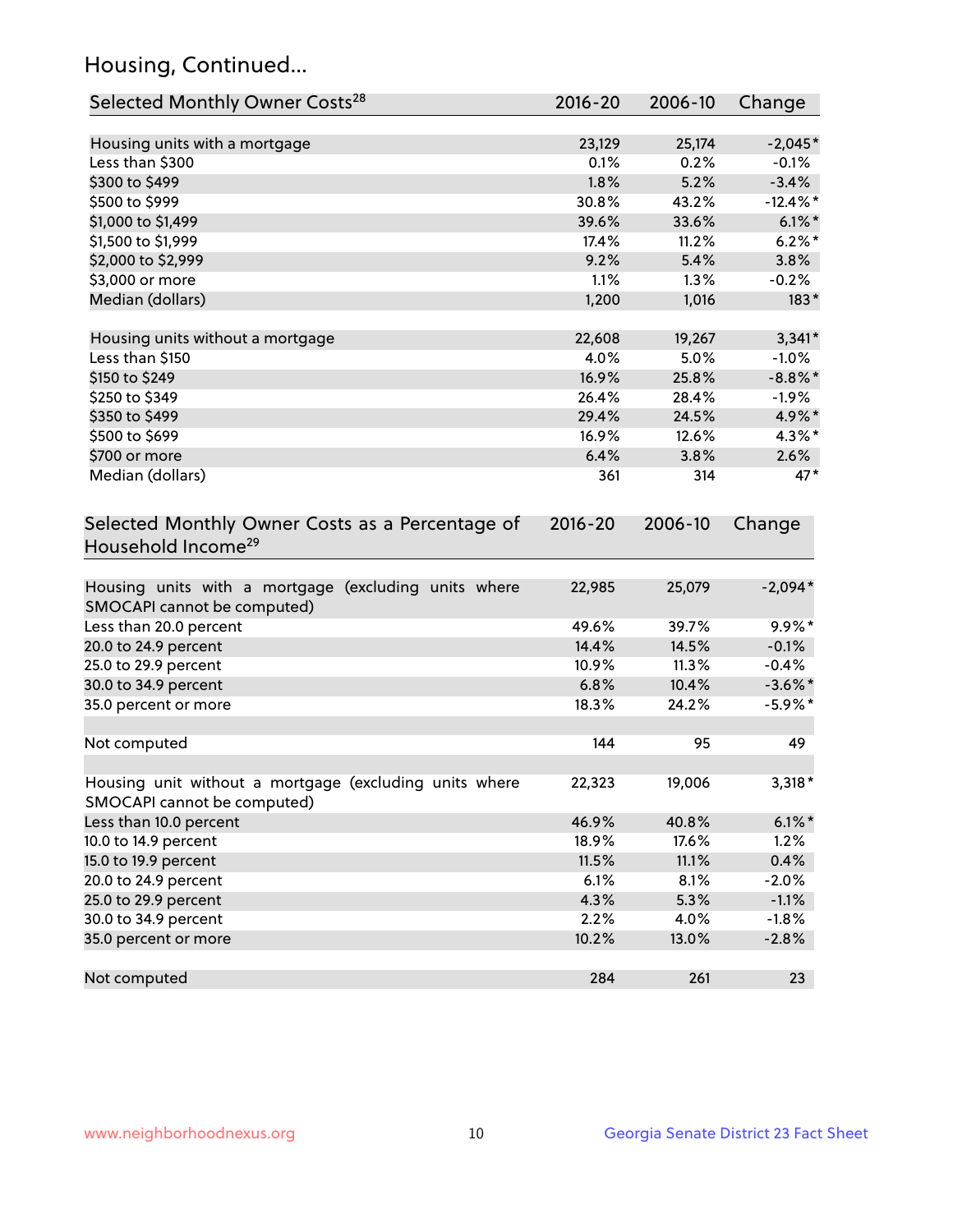## Housing, Continued...

| Selected Monthly Owner Costs[28] | 2016-20 | 2006-10 | Change |
|---|---|---|---|
| Housing units with a mortgage | 23,129 | 25,174 | -2,045* |
| Less than $300 | 0.1% | 0.2% | -0.1% |
| $300 to $499 | 1.8% | 5.2% | -3.4% |
| $500 to $999 | 30.8% | 43.2% | -12.4%* |
| $1,000 to $1,499 | 39.6% | 33.6% | 6.1%* |
| $1,500 to $1,999 | 17.4% | 11.2% | 6.2%* |
| $2,000 to $2,999 | 9.2% | 5.4% | 3.8% |
| $3,000 or more | 1.1% | 1.3% | -0.2% |
| Median (dollars) | 1,200 | 1,016 | 183* |
| | | | |
| Housing units without a mortgage | 22,608 | 19,267 | 3,341* |
| Less than $150 | 4.0% | 5.0% | -1.0% |
| $150 to $249 | 16.9% | 25.8% | -8.8%* |
| $250 to $349 | 26.4% | 28.4% | -1.9% |
| $350 to $499 | 29.4% | 24.5% | 4.9%* |
| $500 to $699 | 16.9% | 12.6% | 4.3%* |
| $700 or more | 6.4% | 3.8% | 2.6% |
| Median (dollars) | 361 | 314 | 47* |

| Selected Monthly Owner Costs as a Percentage of Household Income[29] | 2016-20 | 2006-10 | Change |
|---|---|---|---|
| Housing units with a mortgage (excluding units where SMOCAPI cannot be computed) | 22,985 | 25,079 | -2,094* |
| Less than 20.0 percent | 49.6% | 39.7% | 9.9%* |
| 20.0 to 24.9 percent | 14.4% | 14.5% | -0.1% |
| 25.0 to 29.9 percent | 10.9% | 11.3% | -0.4% |
| 30.0 to 34.9 percent | 6.8% | 10.4% | -3.6%* |
| 35.0 percent or more | 18.3% | 24.2% | -5.9%* |
| | | | |
| Not computed | 144 | 95 | 49 |
| | | | |
| Housing unit without a mortgage (excluding units where SMOCAPI cannot be computed) | 22,323 | 19,006 | 3,318* |
| Less than 10.0 percent | 46.9% | 40.8% | 6.1%* |
| 10.0 to 14.9 percent | 18.9% | 17.6% | 1.2% |
| 15.0 to 19.9 percent | 11.5% | 11.1% | 0.4% |
| 20.0 to 24.9 percent | 6.1% | 8.1% | -2.0% |
| 25.0 to 29.9 percent | 4.3% | 5.3% | -1.1% |
| 30.0 to 34.9 percent | 2.2% | 4.0% | -1.8% |
| 35.0 percent or more | 10.2% | 13.0% | -2.8% |
| | | | |
| Not computed | 284 | 261 | 23 |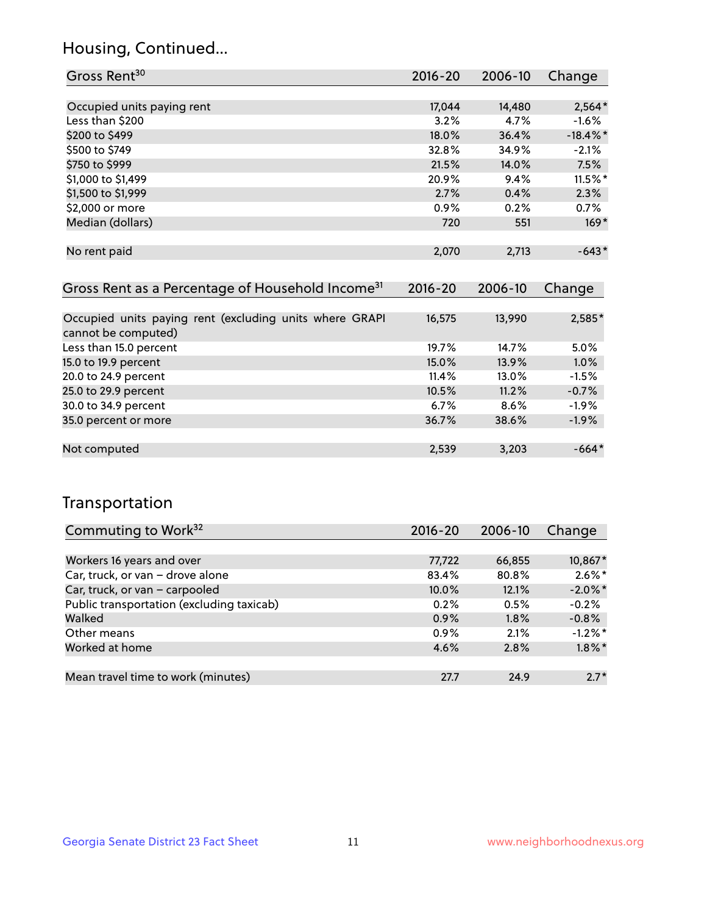## Housing, Continued...

| Gross Rent[30] | 2016-20 | 2006-10 | Change |
|---|---|---|---|
| Occupied units paying rent | 17,044 | 14,480 | 2,564* |
| Less than $200 | 3.2% | 4.7% | -1.6% |
| $200 to $499 | 18.0% | 36.4% | -18.4%* |
| $500 to $749 | 32.8% | 34.9% | -2.1% |
| $750 to $999 | 21.5% | 14.0% | 7.5% |
| $1,000 to $1,499 | 20.9% | 9.4% | 11.5%* |
| $1,500 to $1,999 | 2.7% | 0.4% | 2.3% |
| $2,000 or more | 0.9% | 0.2% | 0.7% |
| Median (dollars) | 720 | 551 | 169* |
| No rent paid | 2,070 | 2,713 | -643* |

| Gross Rent as a Percentage of Household Income[31] | 2016-20 | 2006-10 | Change |
|---|---|---|---|
| Occupied units paying rent (excluding units where GRAPI cannot be computed) | 16,575 | 13,990 | 2,585* |
| Less than 15.0 percent | 19.7% | 14.7% | 5.0% |
| 15.0 to 19.9 percent | 15.0% | 13.9% | 1.0% |
| 20.0 to 24.9 percent | 11.4% | 13.0% | -1.5% |
| 25.0 to 29.9 percent | 10.5% | 11.2% | -0.7% |
| 30.0 to 34.9 percent | 6.7% | 8.6% | -1.9% |
| 35.0 percent or more | 36.7% | 38.6% | -1.9% |
| Not computed | 2,539 | 3,203 | -664* |

## Transportation

| Commuting to Work[32] | 2016-20 | 2006-10 | Change |
|---|---|---|---|
| Workers 16 years and over | 77,722 | 66,855 | 10,867* |
| Car, truck, or van – drove alone | 83.4% | 80.8% | 2.6%* |
| Car, truck, or van – carpooled | 10.0% | 12.1% | -2.0%* |
| Public transportation (excluding taxicab) | 0.2% | 0.5% | -0.2% |
| Walked | 0.9% | 1.8% | -0.8% |
| Other means | 0.9% | 2.1% | -1.2%* |
| Worked at home | 4.6% | 2.8% | 1.8%* |
| Mean travel time to work (minutes) | 27.7 | 24.9 | 2.7* |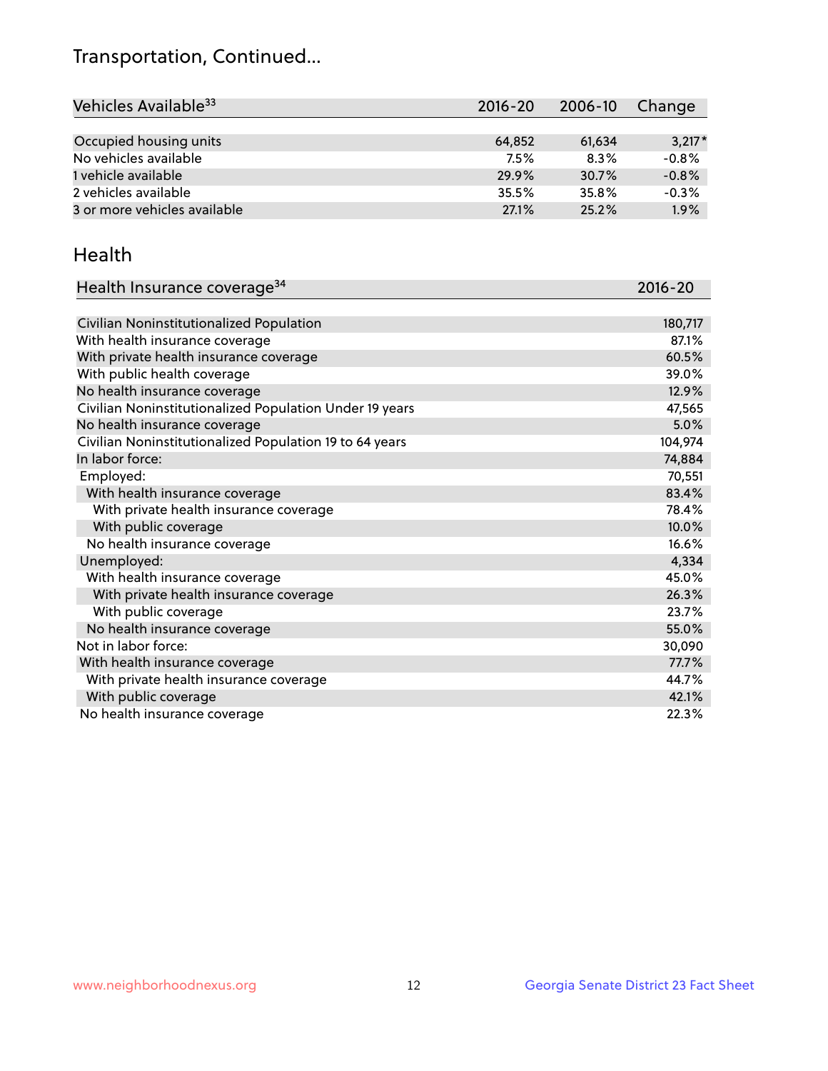## Transportation, Continued...

| Vehicles Available[33] | 2016-20 | 2006-10 | Change |
|---|---|---|---|
| Occupied housing units | 64,852 | 61,634 | 3,217* |
| No vehicles available | 7.5% | 8.3% | -0.8% |
| 1 vehicle available | 29.9% | 30.7% | -0.8% |
| 2 vehicles available | 35.5% | 35.8% | -0.3% |
| 3 or more vehicles available | 27.1% | 25.2% | 1.9% |

## Health

| Health Insurance coverage[34] | 2016-20 |
|---|---|
| Civilian Noninstitutionalized Population | 180,717 |
| With health insurance coverage | 87.1% |
| With private health insurance coverage | 60.5% |
| With public health coverage | 39.0% |
| No health insurance coverage | 12.9% |
| Civilian Noninstitutionalized Population Under 19 years | 47,565 |
| No health insurance coverage | 5.0% |
| Civilian Noninstitutionalized Population 19 to 64 years | 104,974 |
| In labor force: | 74,884 |
| Employed: | 70,551 |
| With health insurance coverage | 83.4% |
| With private health insurance coverage | 78.4% |
| With public coverage | 10.0% |
| No health insurance coverage | 16.6% |
| Unemployed: | 4,334 |
| With health insurance coverage | 45.0% |
| With private health insurance coverage | 26.3% |
| With public coverage | 23.7% |
| No health insurance coverage | 55.0% |
| Not in labor force: | 30,090 |
| With health insurance coverage | 77.7% |
| With private health insurance coverage | 44.7% |
| With public coverage | 42.1% |
| No health insurance coverage | 22.3% |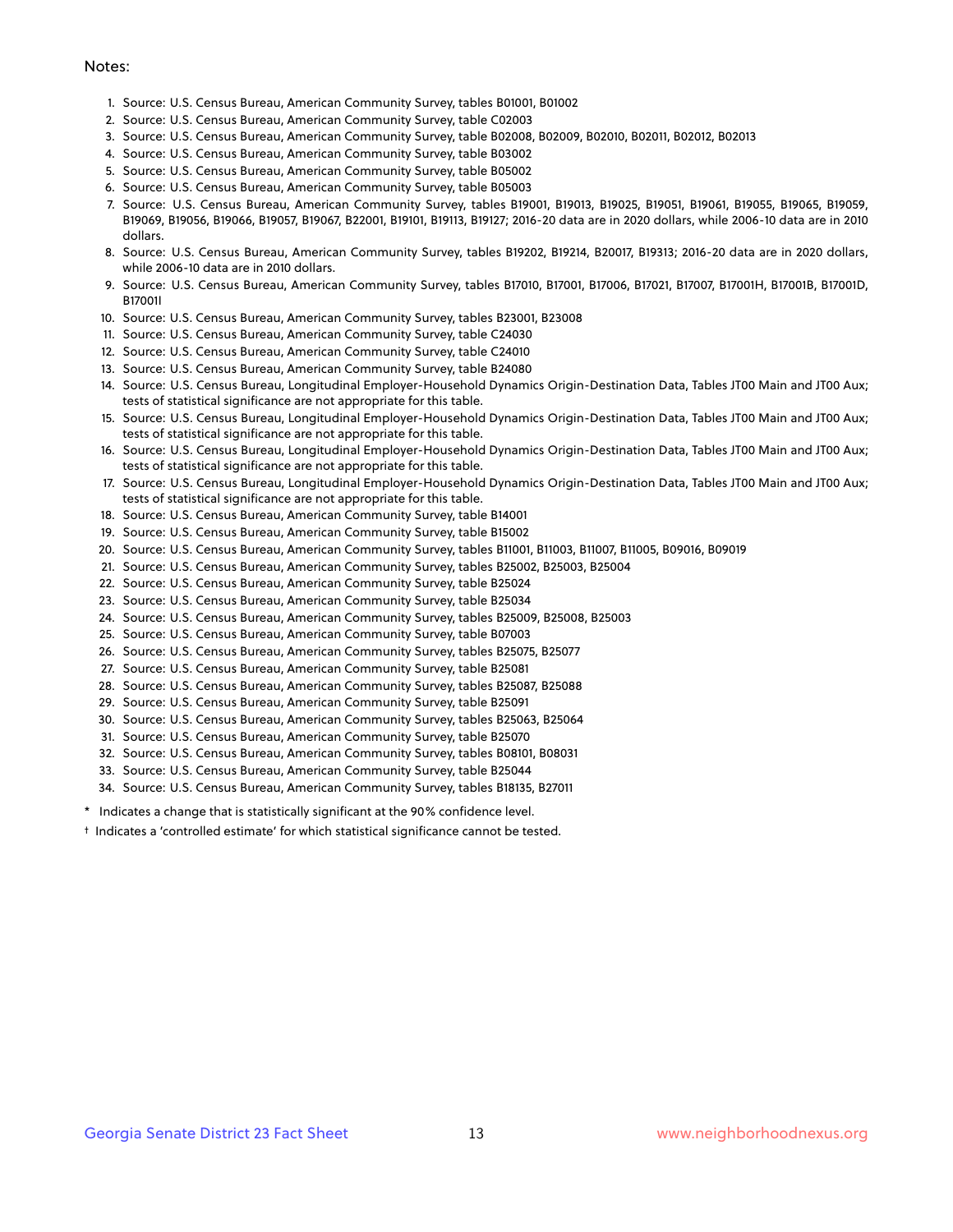Notes:

1. Source: U.S. Census Bureau, American Community Survey, tables B01001, B01002
2. Source: U.S. Census Bureau, American Community Survey, table C02003
3. Source: U.S. Census Bureau, American Community Survey, table B02008, B02009, B02010, B02011, B02012, B02013
4. Source: U.S. Census Bureau, American Community Survey, table B03002
5. Source: U.S. Census Bureau, American Community Survey, table B05002
6. Source: U.S. Census Bureau, American Community Survey, table B05003
7. Source: U.S. Census Bureau, American Community Survey, tables B19001, B19013, B19025, B19051, B19061, B19055, B19065, B19059, B19069, B19056, B19066, B19057, B19067, B22001, B19101, B19113, B19127; 2016-20 data are in 2020 dollars, while 2006-10 data are in 2010 dollars.
8. Source: U.S. Census Bureau, American Community Survey, tables B19202, B19214, B20017, B19313; 2016-20 data are in 2020 dollars, while 2006-10 data are in 2010 dollars.
9. Source: U.S. Census Bureau, American Community Survey, tables B17010, B17001, B17006, B17021, B17007, B17001H, B17001B, B17001D, B17001I
10. Source: U.S. Census Bureau, American Community Survey, tables B23001, B23008
11. Source: U.S. Census Bureau, American Community Survey, table C24030
12. Source: U.S. Census Bureau, American Community Survey, table C24010
13. Source: U.S. Census Bureau, American Community Survey, table B24080
14. Source: U.S. Census Bureau, Longitudinal Employer-Household Dynamics Origin-Destination Data, Tables JT00 Main and JT00 Aux; tests of statistical significance are not appropriate for this table.
15. Source: U.S. Census Bureau, Longitudinal Employer-Household Dynamics Origin-Destination Data, Tables JT00 Main and JT00 Aux; tests of statistical significance are not appropriate for this table.
16. Source: U.S. Census Bureau, Longitudinal Employer-Household Dynamics Origin-Destination Data, Tables JT00 Main and JT00 Aux; tests of statistical significance are not appropriate for this table.
17. Source: U.S. Census Bureau, Longitudinal Employer-Household Dynamics Origin-Destination Data, Tables JT00 Main and JT00 Aux; tests of statistical significance are not appropriate for this table.
18. Source: U.S. Census Bureau, American Community Survey, table B14001
19. Source: U.S. Census Bureau, American Community Survey, table B15002
20. Source: U.S. Census Bureau, American Community Survey, tables B11001, B11003, B11007, B11005, B09016, B09019
21. Source: U.S. Census Bureau, American Community Survey, tables B25002, B25003, B25004
22. Source: U.S. Census Bureau, American Community Survey, table B25024
23. Source: U.S. Census Bureau, American Community Survey, table B25034
24. Source: U.S. Census Bureau, American Community Survey, tables B25009, B25008, B25003
25. Source: U.S. Census Bureau, American Community Survey, table B07003
26. Source: U.S. Census Bureau, American Community Survey, tables B25075, B25077
27. Source: U.S. Census Bureau, American Community Survey, table B25081
28. Source: U.S. Census Bureau, American Community Survey, tables B25087, B25088
29. Source: U.S. Census Bureau, American Community Survey, table B25091
30. Source: U.S. Census Bureau, American Community Survey, tables B25063, B25064
31. Source: U.S. Census Bureau, American Community Survey, table B25070
32. Source: U.S. Census Bureau, American Community Survey, tables B08101, B08031
33. Source: U.S. Census Bureau, American Community Survey, table B25044
34. Source: U.S. Census Bureau, American Community Survey, tables B18135, B27011

\* Indicates a change that is statistically significant at the 90% confidence level.

† Indicates a 'controlled estimate' for which statistical significance cannot be tested.